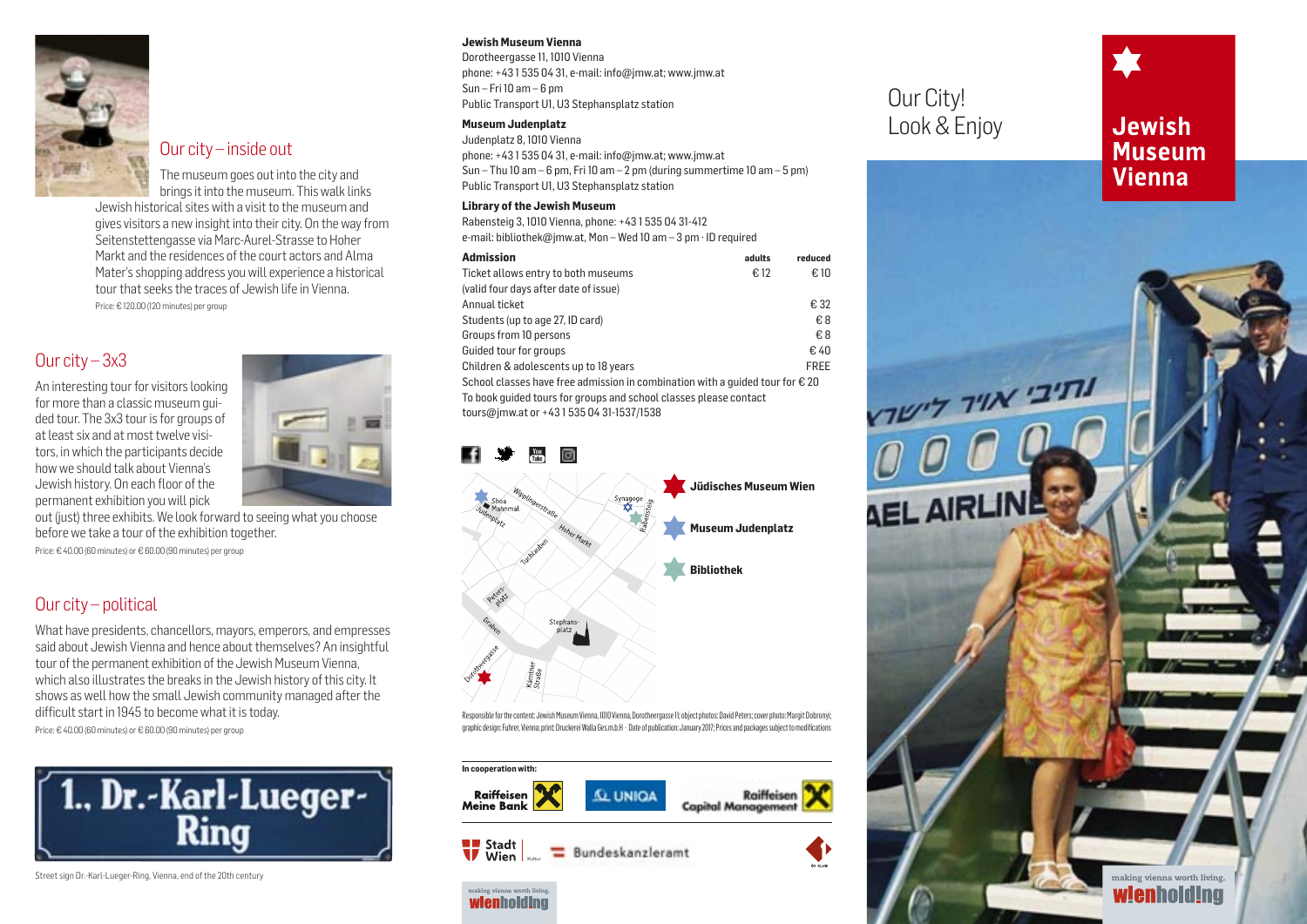## Our city – inside out

The museum goes out into the city and brings it into the museum. This walk links Jewish historical sites with a visit to the museum and gives visitors a new insight into their city. On the way from Seitenstettengasse via Marc-Aurel-Strasse to Hoher Markt and the residences of the court actors and Alma Mater's shopping address you will experience a historical tour that seeks the traces of Jewish life in Vienna.

Price: € 120.00 (120 minutes) per group

## Our city – 3x3

An interesting tour for visitors looking for more than a classic museum guided tour. The 3x3 tour is for groups of at least six and at most twelve visitors, in which the participants decide how we should talk about Vienna's Jewish history. On each floor of the permanent exhibition you will pick out (just) three exhibits. We look forward to seeing what you choose before we take a tour of the exhibition together.

Price: € 40.00 (60 minutes) or € 60.00 (90 minutes) per group

## Our city – political

What have presidents, chancellors, mayors, emperors, and empresses said about Jewish Vienna and hence about themselves? An insightful tour of the permanent exhibition of the Jewish Museum Vienna, which also illustrates the breaks in the Jewish history of this city. It shows as well how the small Jewish community managed after the difficult start in 1945 to become what it is today.

Price: € 40.00 (60 minutes) or € 60.00 (90 minutes) per group

1., Dr.-Karl-Lueger-Ring

Street sign Dr.-Karl-Lueger-Ring, Vienna, end of the 20th century

**Jewish Museum Vienna**
Dorotheergasse 11, 1010 Vienna
phone: +43 1 535 04 31, e-mail: info@jmw.at; www.jmw.at
Sun – Fri 10 am – 6 pm
Public Transport U1, U3 Stephansplatz station

**Museum Judenplatz**
Judenplatz 8, 1010 Vienna
phone: +43 1 535 04 31, e-mail: info@jmw.at; www.jmw.at
Sun – Thu 10 am – 6 pm, Fri 10 am – 2 pm (during summertime 10 am – 5 pm)
Public Transport U1, U3 Stephansplatz station

**Library of the Jewish Museum**
Rabensteig 3, 1010 Vienna, phone: +43 1 535 04 31-412
e-mail: bibliothek@jmw.at, Mon – Wed 10 am – 3 pm · ID required

| **Admission** | adults | reduced |
|---|---|---|
| Ticket allows entry to both museums (valid four days after date of issue) | € 12 | € 10 |
| Annual ticket | | € 32 |
| Students (up to age 27, ID card) | | € 8 |
| Groups from 10 persons | | € 8 |
| Guided tour for groups | | € 40 |
| Children & adolescents up to 18 years | | FREE |

School classes have free admission in combination with a guided tour for € 20
To book guided tours for groups and school classes please contact tours@jmw.at or +43 1 535 04 31-1537/1538

**Jüdisches Museum Wien**
**Museum Judenplatz**
**Bibliothek**

Responsible for the content: Jewish Museum Vienna, 1010 Vienna, Dorotheergasse 11; object photos: David Peters; cover photo: Margit Dobronyi; graphic design: Fuhrer, Vienna; print: Druckerei Walla Ges.m.b.H · Date of publication: January 2017; Prices and packages subject to modifications

In cooperation with:

Raiffeisen Meine Bank · UNIQA · Raiffeisen Capital Management · Stadt Wien Kultur · Bundeskanzleramt

making vienna worth living. wienholding

# Our City! Look & Enjoy

# Jewish Museum Vienna

making vienna worth living. wienholding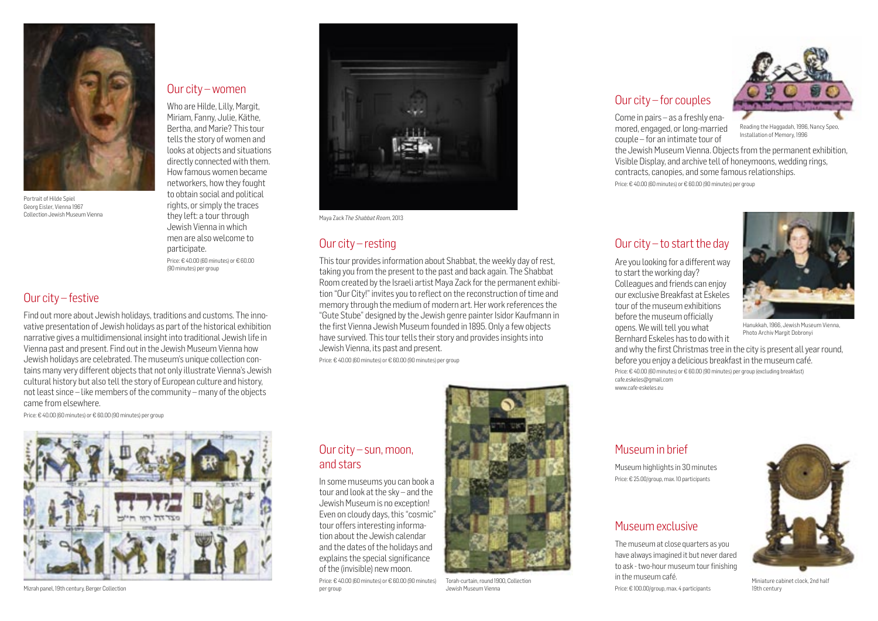Portrait of Hilde Spiel
Georg Eisler, Vienna 1967
Collection Jewish Museum Vienna

## Our city – women

Who are Hilde, Lilly, Margit, Miriam, Fanny, Julie, Käthe, Bertha, and Marie? This tour tells the story of women and looks at objects and situations directly connected with them. How famous women became networkers, how they fought to obtain social and political rights, or simply the traces they left: a tour through Jewish Vienna in which men are also welcome to participate.

Price: € 40.00 (60 minutes) or € 60.00 (90 minutes) per group

## Our city – festive

Find out more about Jewish holidays, traditions and customs. The innovative presentation of Jewish holidays as part of the historical exhibition narrative gives a multidimensional insight into traditional Jewish life in Vienna past and present. Find out in the Jewish Museum Vienna how Jewish holidays are celebrated. The museum's unique collection contains many very different objects that not only illustrate Vienna's Jewish cultural history but also tell the story of European culture and history, not least since – like members of the community – many of the objects came from elsewhere.

Price: € 40.00 (60 minutes) or € 60.00 (90 minutes) per group

Mizrah panel, 19th century, Berger Collection

Maya Zack *The Shabbat Room*, 2013

## Our city – resting

This tour provides information about Shabbat, the weekly day of rest, taking you from the present to the past and back again. The Shabbat Room created by the Israeli artist Maya Zack for the permanent exhibition "Our City!" invites you to reflect on the reconstruction of time and memory through the medium of modern art. Her work references the "Gute Stube" designed by the Jewish genre painter Isidor Kaufmann in the first Vienna Jewish Museum founded in 1895. Only a few objects have survived. This tour tells their story and provides insights into Jewish Vienna, its past and present.

Price: € 40.00 (60 minutes) or € 60.00 (90 minutes) per group

## Our city – sun, moon, and stars

In some museums you can book a tour and look at the sky – and the Jewish Museum is no exception! Even on cloudy days, this "cosmic" tour offers interesting information about the Jewish calendar and the dates of the holidays and explains the special significance of the (invisible) new moon.

Price: € 40.00 (60 minutes) or € 60.00 (90 minutes) per group

Torah-curtain, round 1900, Collection Jewish Museum Vienna

## Our city – for couples

Come in pairs – as a freshly enamored, engaged, or long-married couple – for an intimate tour of the Jewish Museum Vienna. Objects from the permanent exhibition, Visible Display, and archive tell of honeymoons, wedding rings, contracts, canopies, and some famous relationships.

Price: € 40.00 (60 minutes) or € 60.00 (90 minutes) per group

Reading the Haggadah, 1996, Nancy Speo, Installation of Memory, 1996

## Our city – to start the day

Are you looking for a different way to start the working day? Colleagues and friends can enjoy our exclusive Breakfast at Eskeles tour of the museum exhibitions before the museum officially opens. We will tell you what Bernhard Eskeles has to do with it and why the first Christmas tree in the city is present all year round, before you enjoy a delicious breakfast in the museum café.

Price: € 40.00 (60 minutes) or € 60.00 (90 minutes) per group (excluding breakfast)
cafe.eskeles@gmail.com
www.cafe-eskeles.eu

Hanukkah, 1966, Jewish Museum Vienna, Photo Archiv Margit Dobronyi

## Museum in brief

Museum highlights in 30 minutes

Price: € 25.00/group, max. 10 participants

## Museum exclusive

The museum at close quarters as you have always imagined it but never dared to ask - two-hour museum tour finishing in the museum café.

Price: € 100.00/group, max. 4 participants

Miniature cabinet clock, 2nd half 19th century